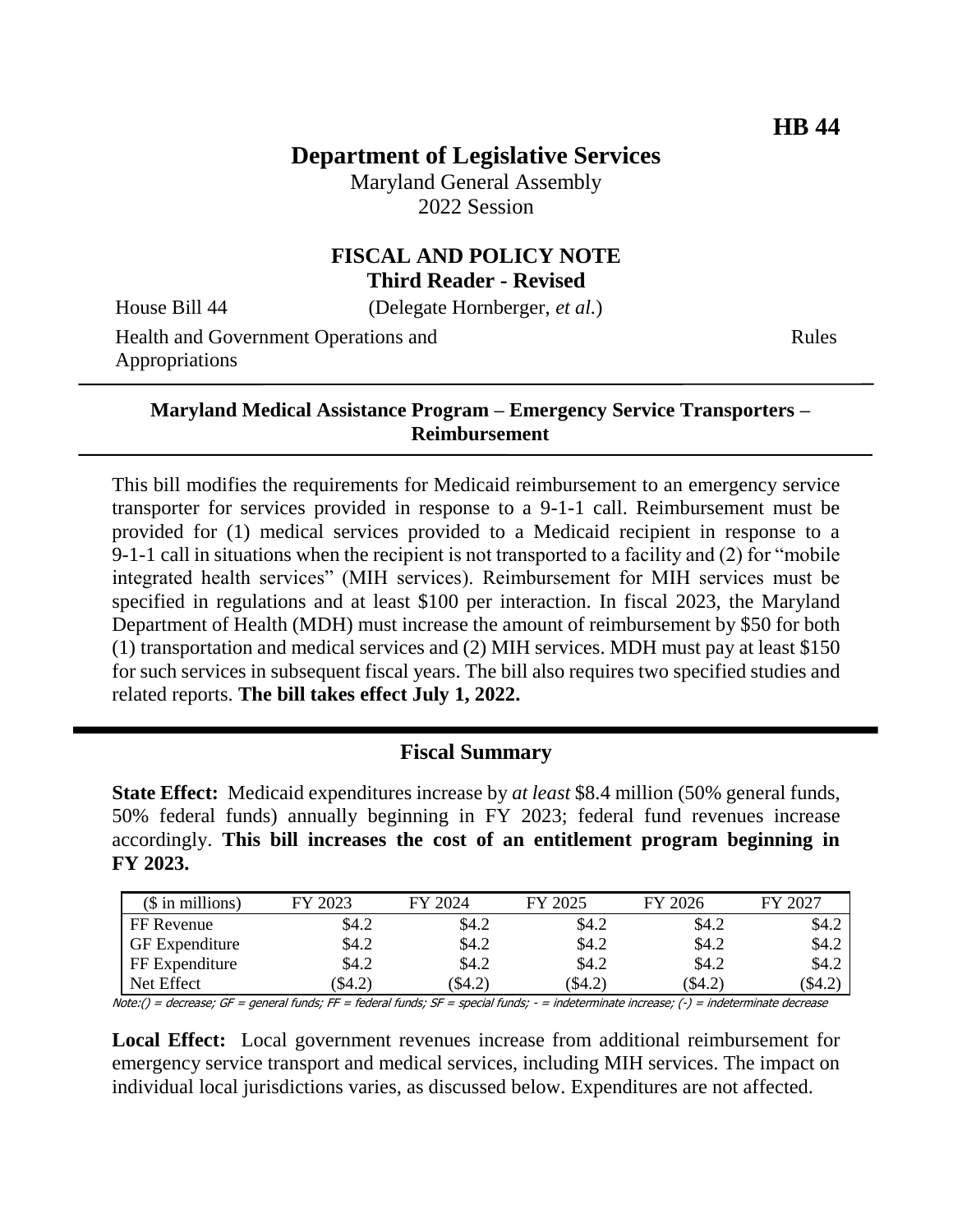**HB 44**

# Department of Legislative Services

Maryland General Assembly
2022 Session

## FISCAL AND POLICY NOTE
**Third Reader - Revised**

House Bill 44 (Delegate Hornberger, *et al.*)

Health and Government Operations and Appropriations — Rules

---

**Maryland Medical Assistance Program – Emergency Service Transporters – Reimbursement**

---

This bill modifies the requirements for Medicaid reimbursement to an emergency service transporter for services provided in response to a 9-1-1 call. Reimbursement must be provided for (1) medical services provided to a Medicaid recipient in response to a 9-1-1 call in situations when the recipient is not transported to a facility and (2) for "mobile integrated health services" (MIH services). Reimbursement for MIH services must be specified in regulations and at least $100 per interaction. In fiscal 2023, the Maryland Department of Health (MDH) must increase the amount of reimbursement by $50 for both (1) transportation and medical services and (2) MIH services. MDH must pay at least $150 for such services in subsequent fiscal years. The bill also requires two specified studies and related reports. **The bill takes effect July 1, 2022.**

---

## Fiscal Summary

**State Effect:** Medicaid expenditures increase by *at least* $8.4 million (50% general funds, 50% federal funds) annually beginning in FY 2023; federal fund revenues increase accordingly. **This bill increases the cost of an entitlement program beginning in FY 2023.**

| ($ in millions) | FY 2023 | FY 2024 | FY 2025 | FY 2026 | FY 2027 |
|---|---|---|---|---|---|
| FF Revenue | $4.2 | $4.2 | $4.2 | $4.2 | $4.2 |
| GF Expenditure | $4.2 | $4.2 | $4.2 | $4.2 | $4.2 |
| FF Expenditure | $4.2 | $4.2 | $4.2 | $4.2 | $4.2 |
| Net Effect | ($4.2) | ($4.2) | ($4.2) | ($4.2) | ($4.2) |

Note:() = decrease; GF = general funds; FF = federal funds; SF = special funds; - = indeterminate increase; (-) = indeterminate decrease

**Local Effect:** Local government revenues increase from additional reimbursement for emergency service transport and medical services, including MIH services. The impact on individual local jurisdictions varies, as discussed below. Expenditures are not affected.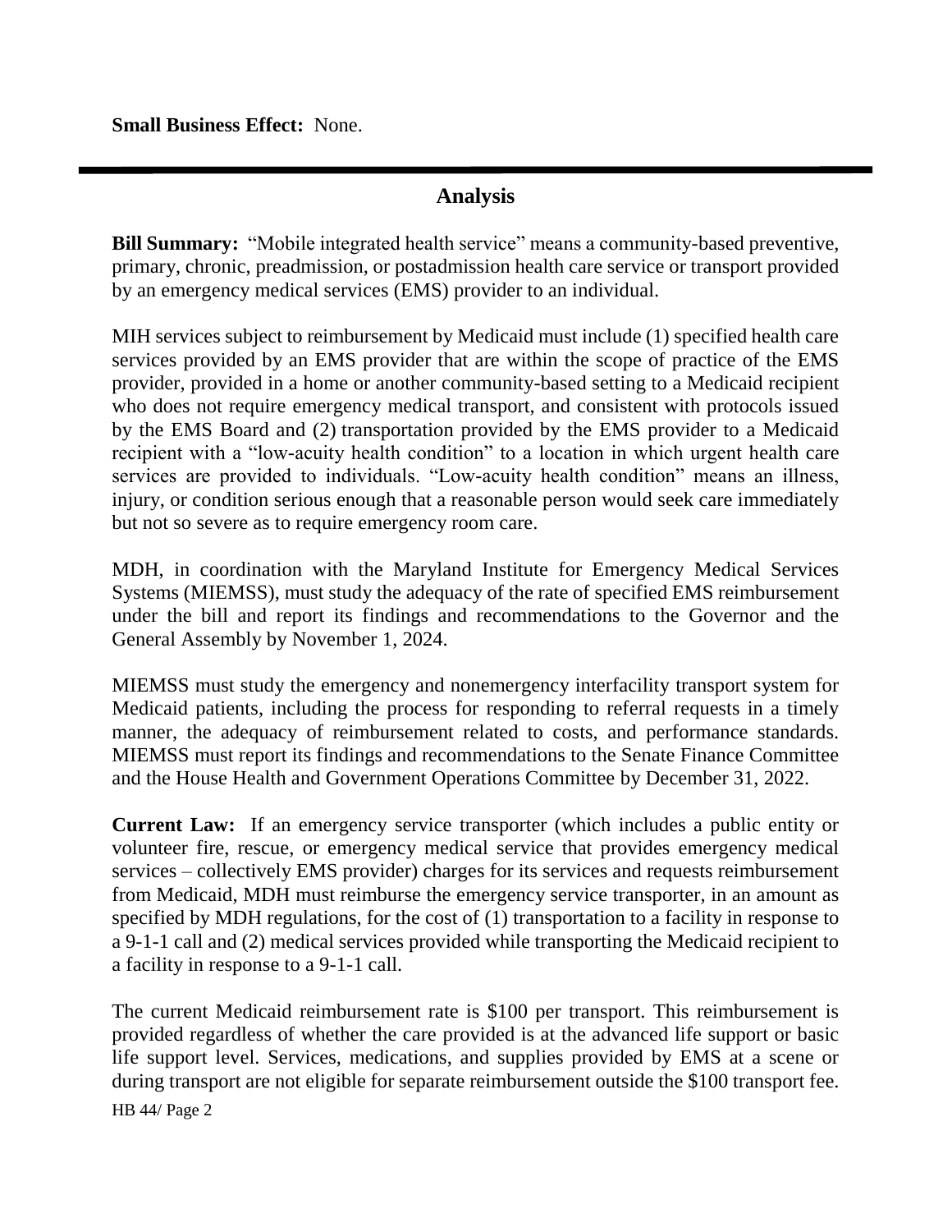**Small Business Effect:** None.

---

## Analysis

**Bill Summary:** "Mobile integrated health service" means a community-based preventive, primary, chronic, preadmission, or postadmission health care service or transport provided by an emergency medical services (EMS) provider to an individual.

MIH services subject to reimbursement by Medicaid must include (1) specified health care services provided by an EMS provider that are within the scope of practice of the EMS provider, provided in a home or another community-based setting to a Medicaid recipient who does not require emergency medical transport, and consistent with protocols issued by the EMS Board and (2) transportation provided by the EMS provider to a Medicaid recipient with a "low-acuity health condition" to a location in which urgent health care services are provided to individuals. "Low-acuity health condition" means an illness, injury, or condition serious enough that a reasonable person would seek care immediately but not so severe as to require emergency room care.

MDH, in coordination with the Maryland Institute for Emergency Medical Services Systems (MIEMSS), must study the adequacy of the rate of specified EMS reimbursement under the bill and report its findings and recommendations to the Governor and the General Assembly by November 1, 2024.

MIEMSS must study the emergency and nonemergency interfacility transport system for Medicaid patients, including the process for responding to referral requests in a timely manner, the adequacy of reimbursement related to costs, and performance standards. MIEMSS must report its findings and recommendations to the Senate Finance Committee and the House Health and Government Operations Committee by December 31, 2022.

**Current Law:** If an emergency service transporter (which includes a public entity or volunteer fire, rescue, or emergency medical service that provides emergency medical services – collectively EMS provider) charges for its services and requests reimbursement from Medicaid, MDH must reimburse the emergency service transporter, in an amount as specified by MDH regulations, for the cost of (1) transportation to a facility in response to a 9-1-1 call and (2) medical services provided while transporting the Medicaid recipient to a facility in response to a 9-1-1 call.

The current Medicaid reimbursement rate is $100 per transport. This reimbursement is provided regardless of whether the care provided is at the advanced life support or basic life support level. Services, medications, and supplies provided by EMS at a scene or during transport are not eligible for separate reimbursement outside the $100 transport fee.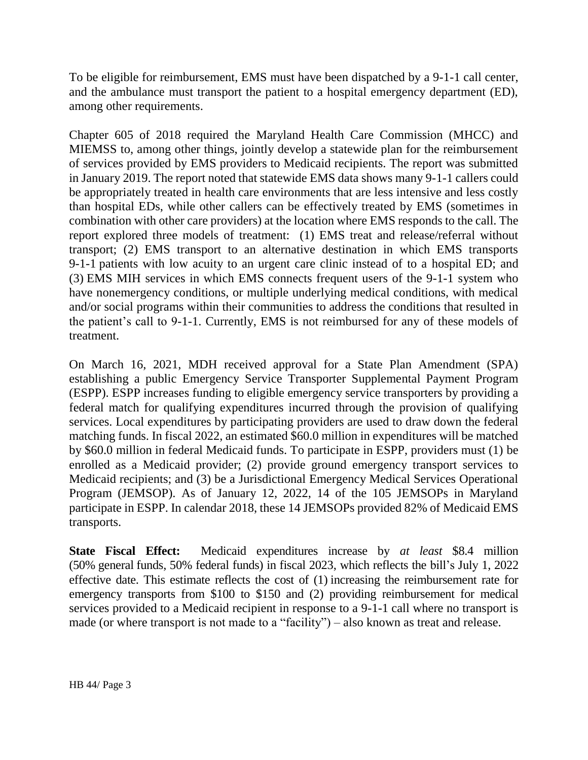To be eligible for reimbursement, EMS must have been dispatched by a 9-1-1 call center, and the ambulance must transport the patient to a hospital emergency department (ED), among other requirements.

Chapter 605 of 2018 required the Maryland Health Care Commission (MHCC) and MIEMSS to, among other things, jointly develop a statewide plan for the reimbursement of services provided by EMS providers to Medicaid recipients. The report was submitted in January 2019. The report noted that statewide EMS data shows many 9-1-1 callers could be appropriately treated in health care environments that are less intensive and less costly than hospital EDs, while other callers can be effectively treated by EMS (sometimes in combination with other care providers) at the location where EMS responds to the call. The report explored three models of treatment: (1) EMS treat and release/referral without transport; (2) EMS transport to an alternative destination in which EMS transports 9-1-1 patients with low acuity to an urgent care clinic instead of to a hospital ED; and (3) EMS MIH services in which EMS connects frequent users of the 9-1-1 system who have nonemergency conditions, or multiple underlying medical conditions, with medical and/or social programs within their communities to address the conditions that resulted in the patient's call to 9-1-1. Currently, EMS is not reimbursed for any of these models of treatment.

On March 16, 2021, MDH received approval for a State Plan Amendment (SPA) establishing a public Emergency Service Transporter Supplemental Payment Program (ESPP). ESPP increases funding to eligible emergency service transporters by providing a federal match for qualifying expenditures incurred through the provision of qualifying services. Local expenditures by participating providers are used to draw down the federal matching funds. In fiscal 2022, an estimated $60.0 million in expenditures will be matched by $60.0 million in federal Medicaid funds. To participate in ESPP, providers must (1) be enrolled as a Medicaid provider; (2) provide ground emergency transport services to Medicaid recipients; and (3) be a Jurisdictional Emergency Medical Services Operational Program (JEMSOP). As of January 12, 2022, 14 of the 105 JEMSOPs in Maryland participate in ESPP. In calendar 2018, these 14 JEMSOPs provided 82% of Medicaid EMS transports.

**State Fiscal Effect:** Medicaid expenditures increase by *at least* $8.4 million (50% general funds, 50% federal funds) in fiscal 2023, which reflects the bill's July 1, 2022 effective date. This estimate reflects the cost of (1) increasing the reimbursement rate for emergency transports from $100 to $150 and (2) providing reimbursement for medical services provided to a Medicaid recipient in response to a 9-1-1 call where no transport is made (or where transport is not made to a "facility") – also known as treat and release.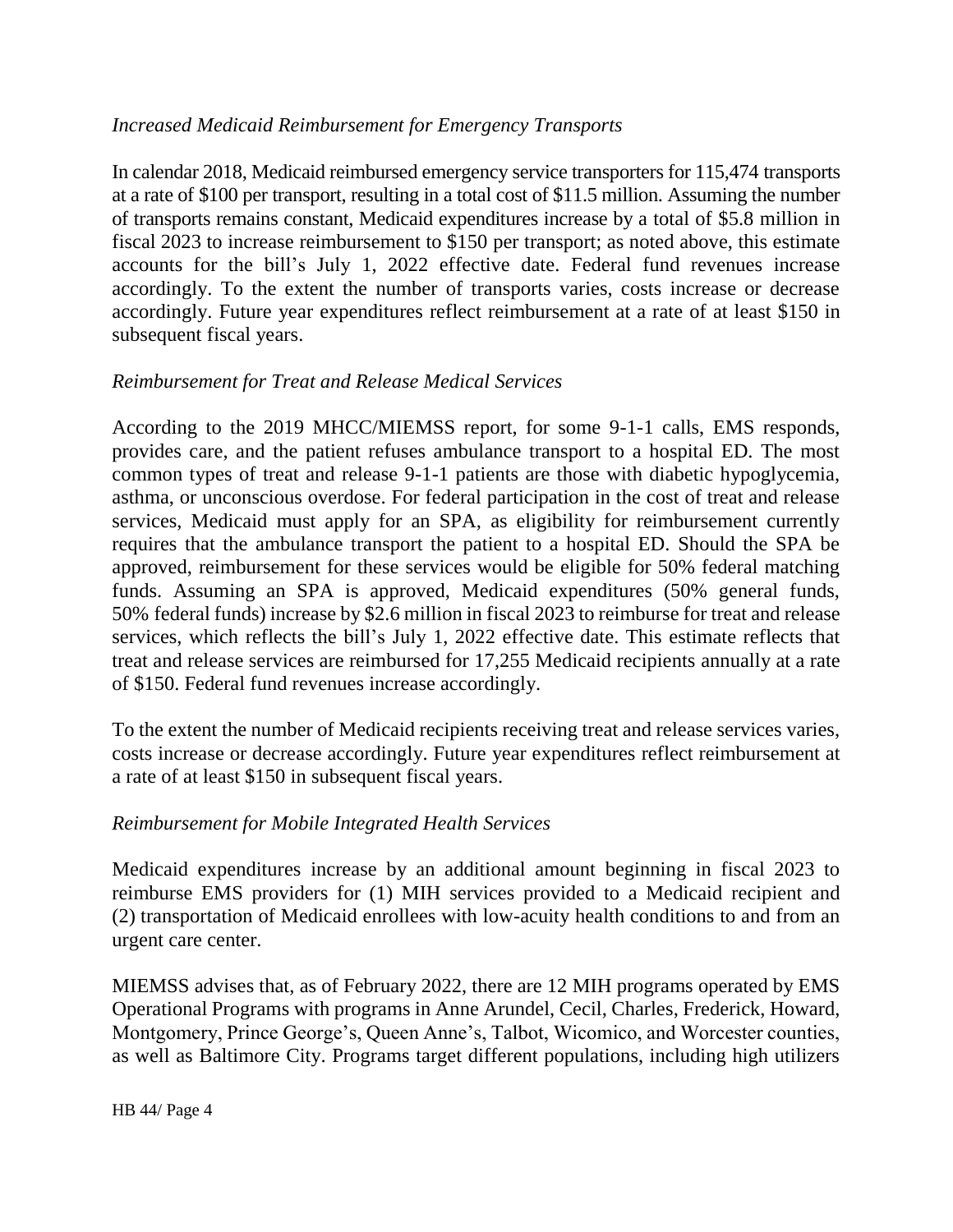*Increased Medicaid Reimbursement for Emergency Transports*

In calendar 2018, Medicaid reimbursed emergency service transporters for 115,474 transports at a rate of $100 per transport, resulting in a total cost of $11.5 million. Assuming the number of transports remains constant, Medicaid expenditures increase by a total of $5.8 million in fiscal 2023 to increase reimbursement to $150 per transport; as noted above, this estimate accounts for the bill's July 1, 2022 effective date. Federal fund revenues increase accordingly. To the extent the number of transports varies, costs increase or decrease accordingly. Future year expenditures reflect reimbursement at a rate of at least $150 in subsequent fiscal years.

*Reimbursement for Treat and Release Medical Services*

According to the 2019 MHCC/MIEMSS report, for some 9-1-1 calls, EMS responds, provides care, and the patient refuses ambulance transport to a hospital ED. The most common types of treat and release 9-1-1 patients are those with diabetic hypoglycemia, asthma, or unconscious overdose. For federal participation in the cost of treat and release services, Medicaid must apply for an SPA, as eligibility for reimbursement currently requires that the ambulance transport the patient to a hospital ED. Should the SPA be approved, reimbursement for these services would be eligible for 50% federal matching funds. Assuming an SPA is approved, Medicaid expenditures (50% general funds, 50% federal funds) increase by $2.6 million in fiscal 2023 to reimburse for treat and release services, which reflects the bill's July 1, 2022 effective date. This estimate reflects that treat and release services are reimbursed for 17,255 Medicaid recipients annually at a rate of $150. Federal fund revenues increase accordingly.

To the extent the number of Medicaid recipients receiving treat and release services varies, costs increase or decrease accordingly. Future year expenditures reflect reimbursement at a rate of at least $150 in subsequent fiscal years.

*Reimbursement for Mobile Integrated Health Services*

Medicaid expenditures increase by an additional amount beginning in fiscal 2023 to reimburse EMS providers for (1) MIH services provided to a Medicaid recipient and (2) transportation of Medicaid enrollees with low-acuity health conditions to and from an urgent care center.

MIEMSS advises that, as of February 2022, there are 12 MIH programs operated by EMS Operational Programs with programs in Anne Arundel, Cecil, Charles, Frederick, Howard, Montgomery, Prince George's, Queen Anne's, Talbot, Wicomico, and Worcester counties, as well as Baltimore City. Programs target different populations, including high utilizers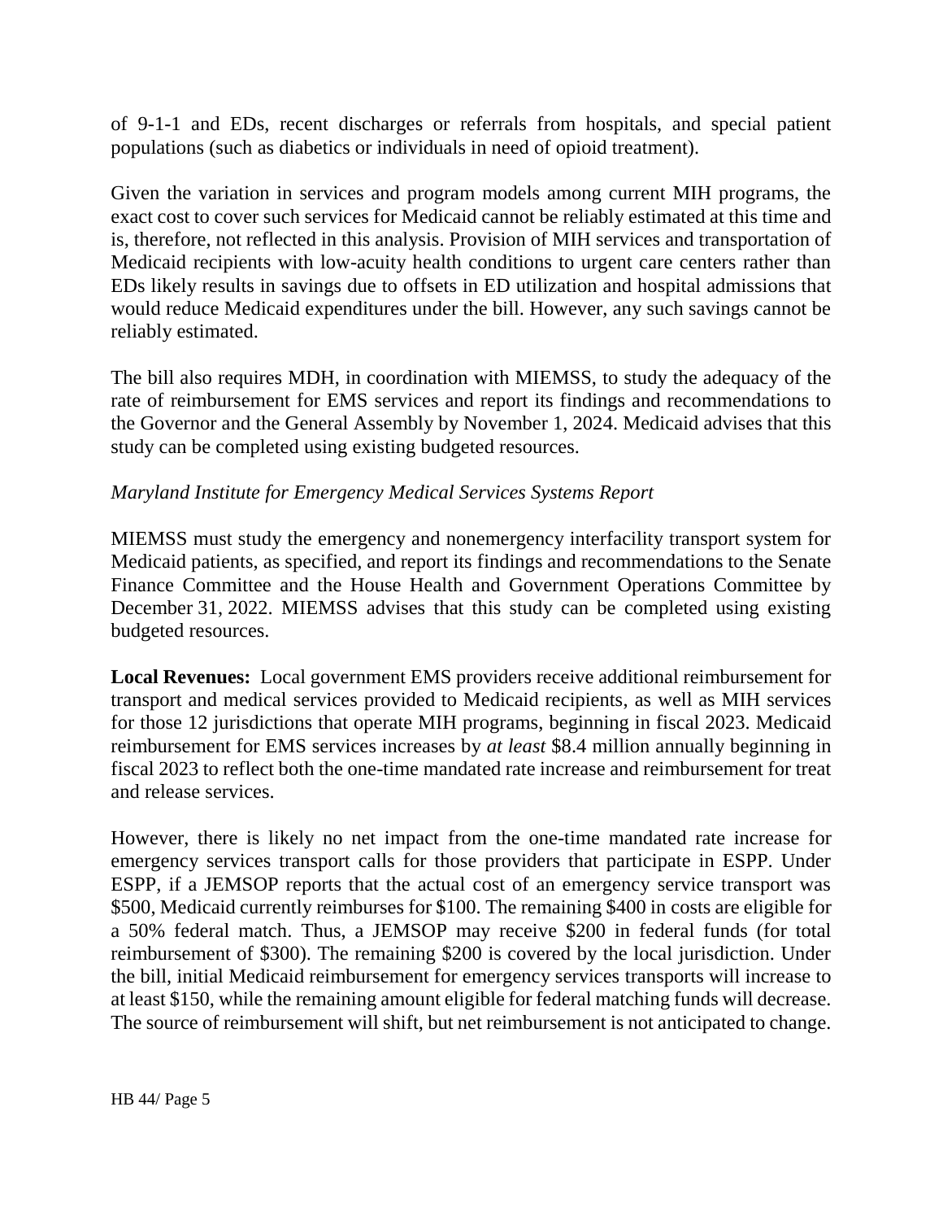of 9-1-1 and EDs, recent discharges or referrals from hospitals, and special patient populations (such as diabetics or individuals in need of opioid treatment).

Given the variation in services and program models among current MIH programs, the exact cost to cover such services for Medicaid cannot be reliably estimated at this time and is, therefore, not reflected in this analysis. Provision of MIH services and transportation of Medicaid recipients with low-acuity health conditions to urgent care centers rather than EDs likely results in savings due to offsets in ED utilization and hospital admissions that would reduce Medicaid expenditures under the bill. However, any such savings cannot be reliably estimated.

The bill also requires MDH, in coordination with MIEMSS, to study the adequacy of the rate of reimbursement for EMS services and report its findings and recommendations to the Governor and the General Assembly by November 1, 2024. Medicaid advises that this study can be completed using existing budgeted resources.

*Maryland Institute for Emergency Medical Services Systems Report*

MIEMSS must study the emergency and nonemergency interfacility transport system for Medicaid patients, as specified, and report its findings and recommendations to the Senate Finance Committee and the House Health and Government Operations Committee by December 31, 2022. MIEMSS advises that this study can be completed using existing budgeted resources.

**Local Revenues:** Local government EMS providers receive additional reimbursement for transport and medical services provided to Medicaid recipients, as well as MIH services for those 12 jurisdictions that operate MIH programs, beginning in fiscal 2023. Medicaid reimbursement for EMS services increases by *at least* $8.4 million annually beginning in fiscal 2023 to reflect both the one-time mandated rate increase and reimbursement for treat and release services.

However, there is likely no net impact from the one-time mandated rate increase for emergency services transport calls for those providers that participate in ESPP. Under ESPP, if a JEMSOP reports that the actual cost of an emergency service transport was $500, Medicaid currently reimburses for $100. The remaining $400 in costs are eligible for a 50% federal match. Thus, a JEMSOP may receive $200 in federal funds (for total reimbursement of $300). The remaining $200 is covered by the local jurisdiction. Under the bill, initial Medicaid reimbursement for emergency services transports will increase to at least $150, while the remaining amount eligible for federal matching funds will decrease. The source of reimbursement will shift, but net reimbursement is not anticipated to change.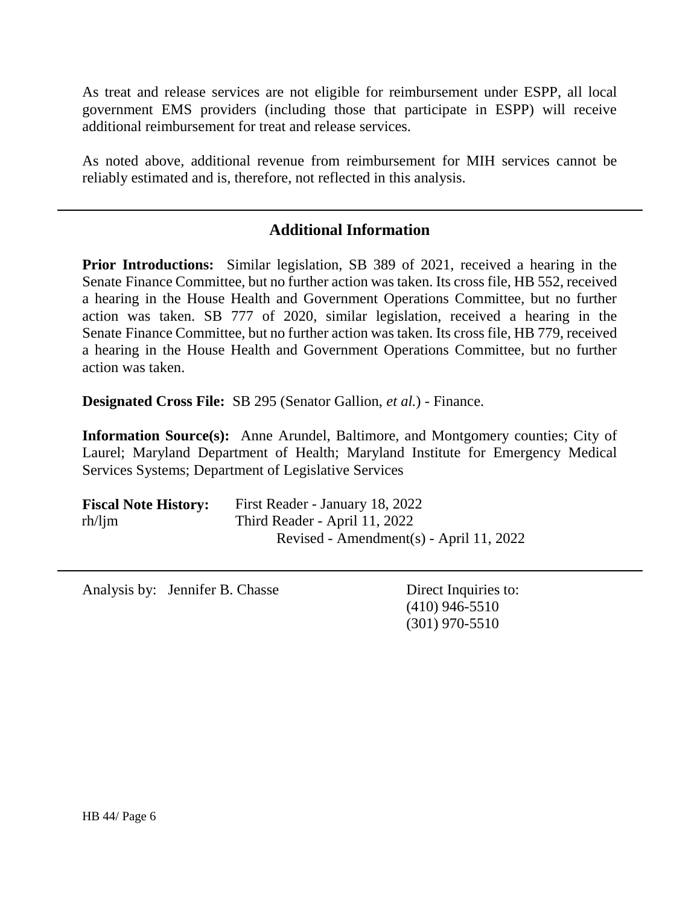As treat and release services are not eligible for reimbursement under ESPP, all local government EMS providers (including those that participate in ESPP) will receive additional reimbursement for treat and release services.

As noted above, additional revenue from reimbursement for MIH services cannot be reliably estimated and is, therefore, not reflected in this analysis.

## Additional Information

**Prior Introductions:** Similar legislation, SB 389 of 2021, received a hearing in the Senate Finance Committee, but no further action was taken. Its cross file, HB 552, received a hearing in the House Health and Government Operations Committee, but no further action was taken. SB 777 of 2020, similar legislation, received a hearing in the Senate Finance Committee, but no further action was taken. Its cross file, HB 779, received a hearing in the House Health and Government Operations Committee, but no further action was taken.

**Designated Cross File:** SB 295 (Senator Gallion, *et al.*) - Finance.

**Information Source(s):** Anne Arundel, Baltimore, and Montgomery counties; City of Laurel; Maryland Department of Health; Maryland Institute for Emergency Medical Services Systems; Department of Legislative Services

**Fiscal Note History:** First Reader - January 18, 2022
rh/ljm Third Reader - April 11, 2022
Revised - Amendment(s) - April 11, 2022

Analysis by: Jennifer B. Chasse

Direct Inquiries to:
(410) 946-5510
(301) 970-5510